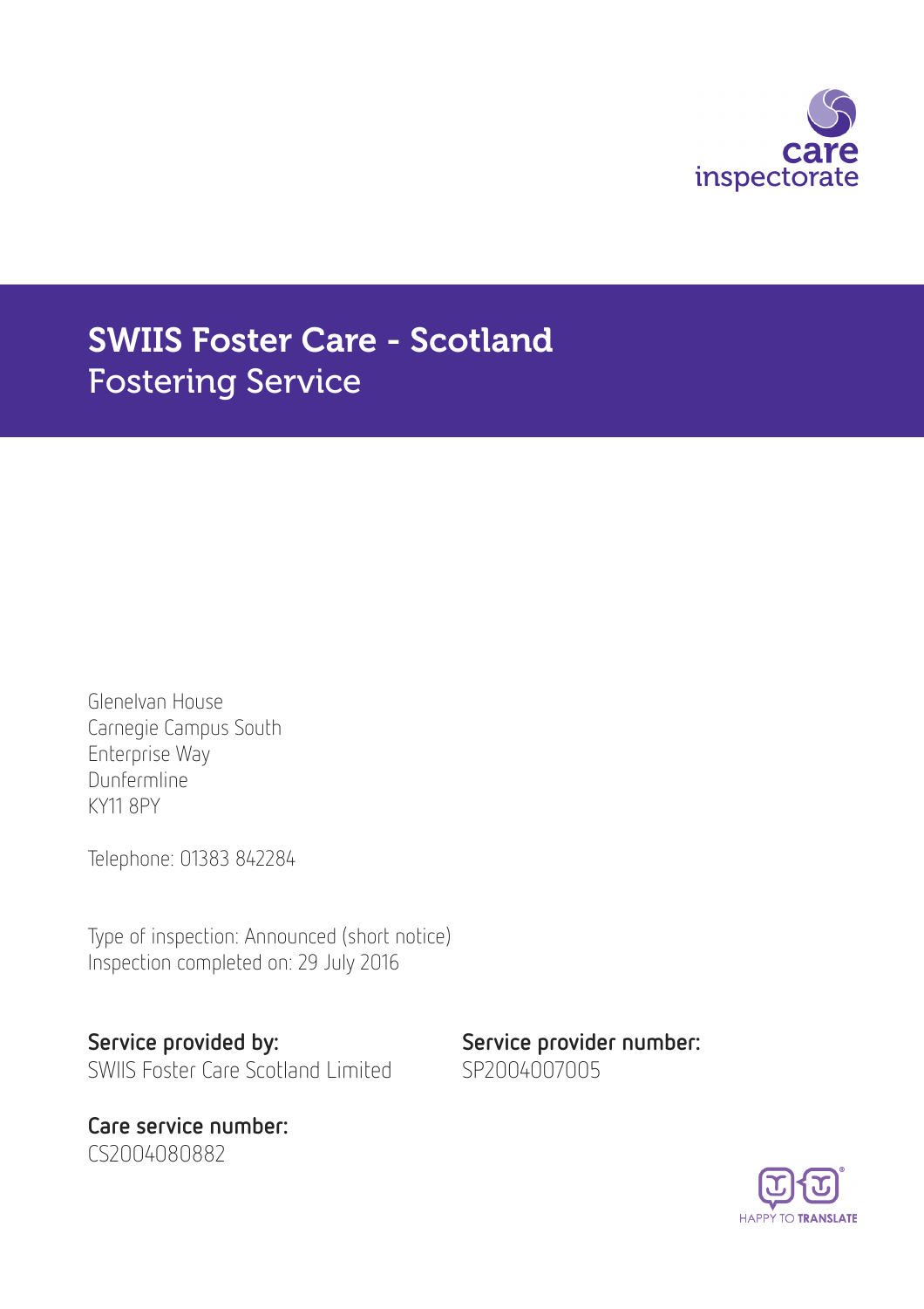# SWIIS Foster Care - Scotland
## Fostering Service

Glenelvan House
Carnegie Campus South
Enterprise Way
Dunfermline
KY11 8PY

Telephone: 01383 842284

Type of inspection: Announced (short notice)
Inspection completed on: 29 July 2016

**Service provided by:**
SWIIS Foster Care Scotland Limited

**Service provider number:**
SP2004007005

**Care service number:**
CS2004080882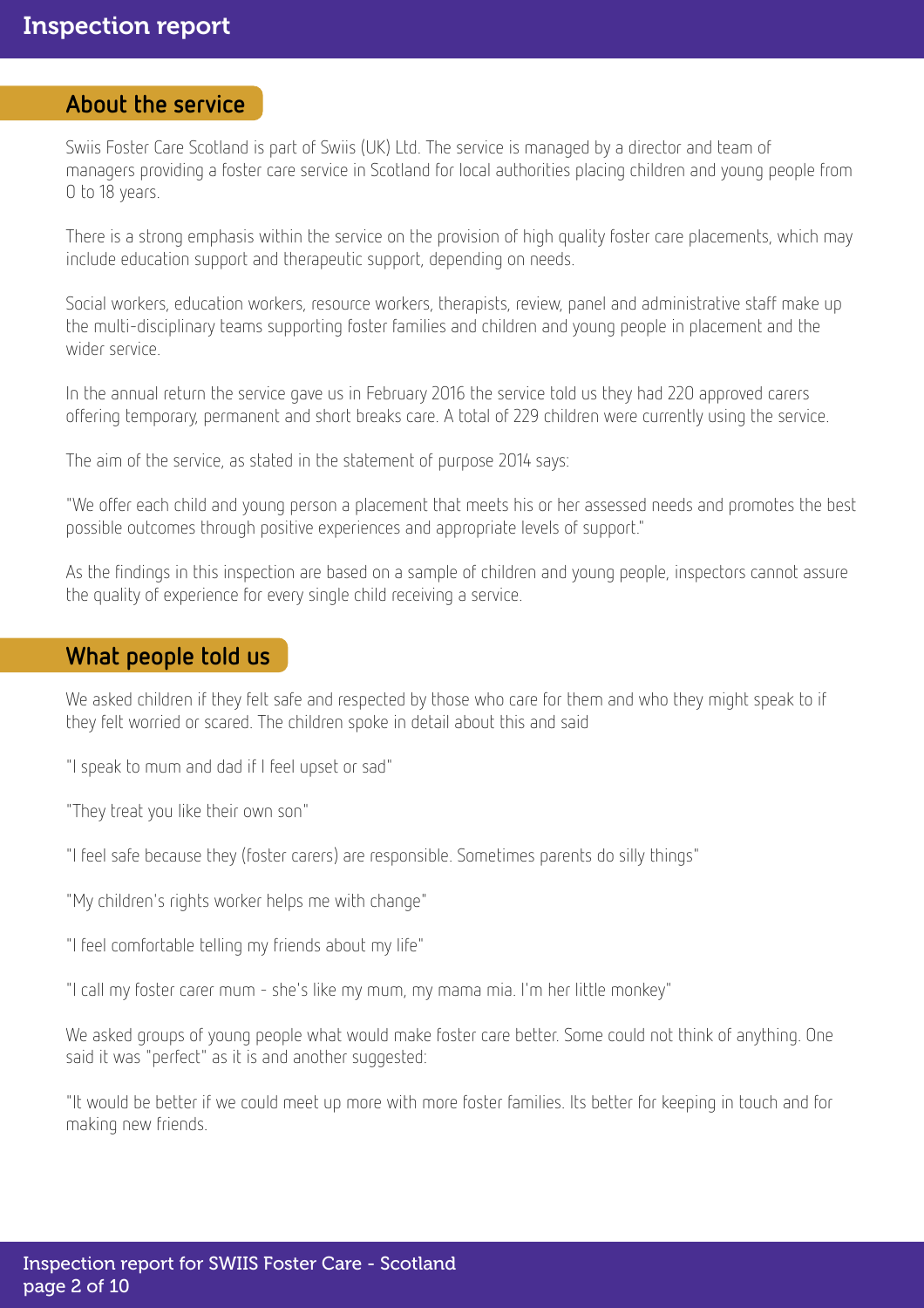## About the service

Swiis Foster Care Scotland is part of Swiis (UK) Ltd. The service is managed by a director and team of managers providing a foster care service in Scotland for local authorities placing children and young people from 0 to 18 years.

There is a strong emphasis within the service on the provision of high quality foster care placements, which may include education support and therapeutic support, depending on needs.

Social workers, education workers, resource workers, therapists, review, panel and administrative staff make up the multi-disciplinary teams supporting foster families and children and young people in placement and the wider service.

In the annual return the service gave us in February 2016 the service told us they had 220 approved carers offering temporary, permanent and short breaks care. A total of 229 children were currently using the service.

The aim of the service, as stated in the statement of purpose 2014 says:

"We offer each child and young person a placement that meets his or her assessed needs and promotes the best possible outcomes through positive experiences and appropriate levels of support."

As the findings in this inspection are based on a sample of children and young people, inspectors cannot assure the quality of experience for every single child receiving a service.

## What people told us

We asked children if they felt safe and respected by those who care for them and who they might speak to if they felt worried or scared. The children spoke in detail about this and said

"I speak to mum and dad if I feel upset or sad"

"They treat you like their own son"

"I feel safe because they (foster carers) are responsible. Sometimes parents do silly things"

"My children's rights worker helps me with change"

"I feel comfortable telling my friends about my life"

"I call my foster carer mum - she's like my mum, my mama mia. I'm her little monkey"

We asked groups of young people what would make foster care better. Some could not think of anything. One said it was "perfect" as it is and another suggested:

"It would be better if we could meet up more with more foster families. Its better for keeping in touch and for making new friends.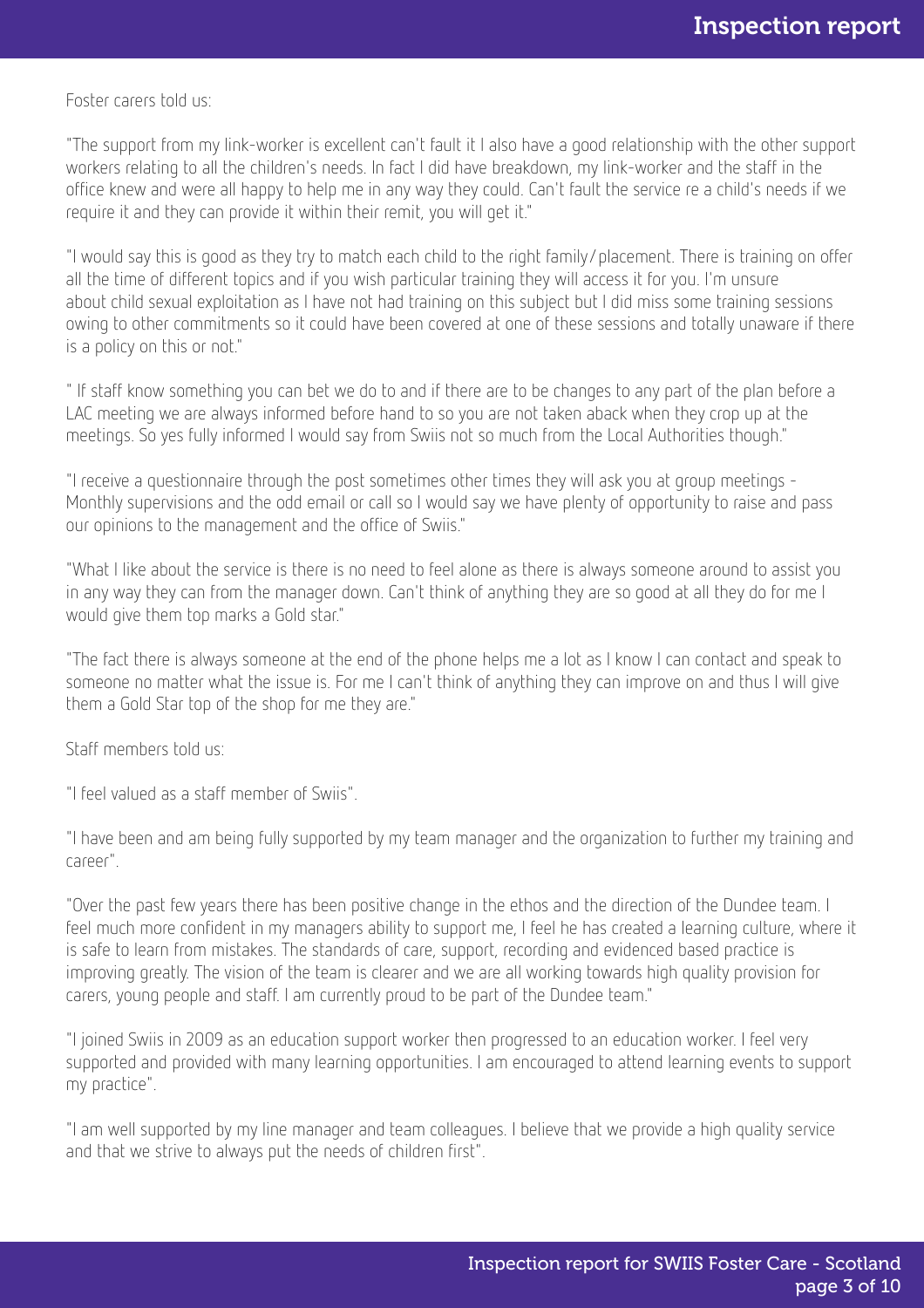Foster carers told us:

"The support from my link-worker is excellent can't fault it I also have a good relationship with the other support workers relating to all the children's needs. In fact I did have breakdown, my link-worker and the staff in the office knew and were all happy to help me in any way they could. Can't fault the service re a child's needs if we require it and they can provide it within their remit, you will get it."

"I would say this is good as they try to match each child to the right family/placement. There is training on offer all the time of different topics and if you wish particular training they will access it for you. I'm unsure about child sexual exploitation as I have not had training on this subject but I did miss some training sessions owing to other commitments so it could have been covered at one of these sessions and totally unaware if there is a policy on this or not."

" If staff know something you can bet we do to and if there are to be changes to any part of the plan before a LAC meeting we are always informed before hand to so you are not taken aback when they crop up at the meetings. So yes fully informed I would say from Swiis not so much from the Local Authorities though."

"I receive a questionnaire through the post sometimes other times they will ask you at group meetings - Monthly supervisions and the odd email or call so I would say we have plenty of opportunity to raise and pass our opinions to the management and the office of Swiis."

"What I like about the service is there is no need to feel alone as there is always someone around to assist you in any way they can from the manager down. Can't think of anything they are so good at all they do for me I would give them top marks a Gold star."

"The fact there is always someone at the end of the phone helps me a lot as I know I can contact and speak to someone no matter what the issue is. For me I can't think of anything they can improve on and thus I will give them a Gold Star top of the shop for me they are."

Staff members told us:

"I feel valued as a staff member of Swiis".

"I have been and am being fully supported by my team manager and the organization to further my training and career".

"Over the past few years there has been positive change in the ethos and the direction of the Dundee team. I feel much more confident in my managers ability to support me, I feel he has created a learning culture, where it is safe to learn from mistakes. The standards of care, support, recording and evidenced based practice is improving greatly. The vision of the team is clearer and we are all working towards high quality provision for carers, young people and staff. I am currently proud to be part of the Dundee team."

"I joined Swiis in 2009 as an education support worker then progressed to an education worker. I feel very supported and provided with many learning opportunities. I am encouraged to attend learning events to support my practice".

"I am well supported by my line manager and team colleagues. I believe that we provide a high quality service and that we strive to always put the needs of children first".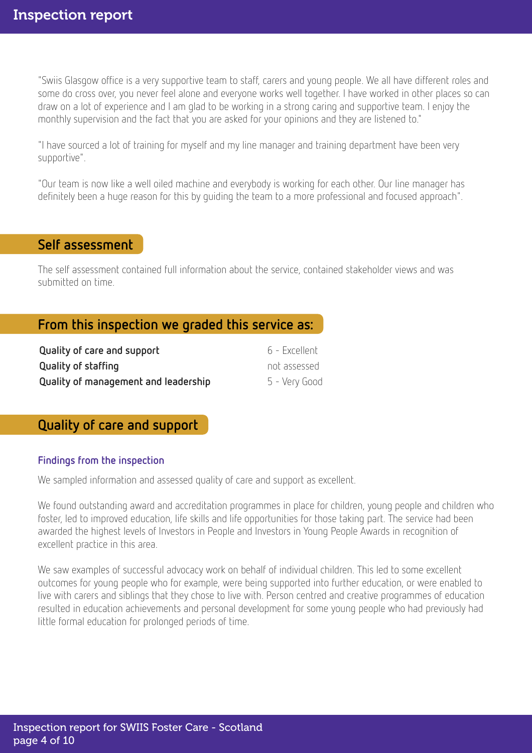"Swiis Glasgow office is a very supportive team to staff, carers and young people. We all have different roles and some do cross over, you never feel alone and everyone works well together. I have worked in other places so can draw on a lot of experience and I am glad to be working in a strong caring and supportive team. I enjoy the monthly supervision and the fact that you are asked for your opinions and they are listened to."

"I have sourced a lot of training for myself and my line manager and training department have been very supportive".

"Our team is now like a well oiled machine and everybody is working for each other. Our line manager has definitely been a huge reason for this by guiding the team to a more professional and focused approach".

## Self assessment

The self assessment contained full information about the service, contained stakeholder views and was submitted on time.

## From this inspection we graded this service as:

| | |
|---|---|
| **Quality of care and support** | 6 - Excellent |
| **Quality of staffing** | not assessed |
| **Quality of management and leadership** | 5 - Very Good |

## Quality of care and support

### Findings from the inspection

We sampled information and assessed quality of care and support as excellent.

We found outstanding award and accreditation programmes in place for children, young people and children who foster, led to improved education, life skills and life opportunities for those taking part. The service had been awarded the highest levels of Investors in People and Investors in Young People Awards in recognition of excellent practice in this area.

We saw examples of successful advocacy work on behalf of individual children. This led to some excellent outcomes for young people who for example, were being supported into further education, or were enabled to live with carers and siblings that they chose to live with. Person centred and creative programmes of education resulted in education achievements and personal development for some young people who had previously had little formal education for prolonged periods of time.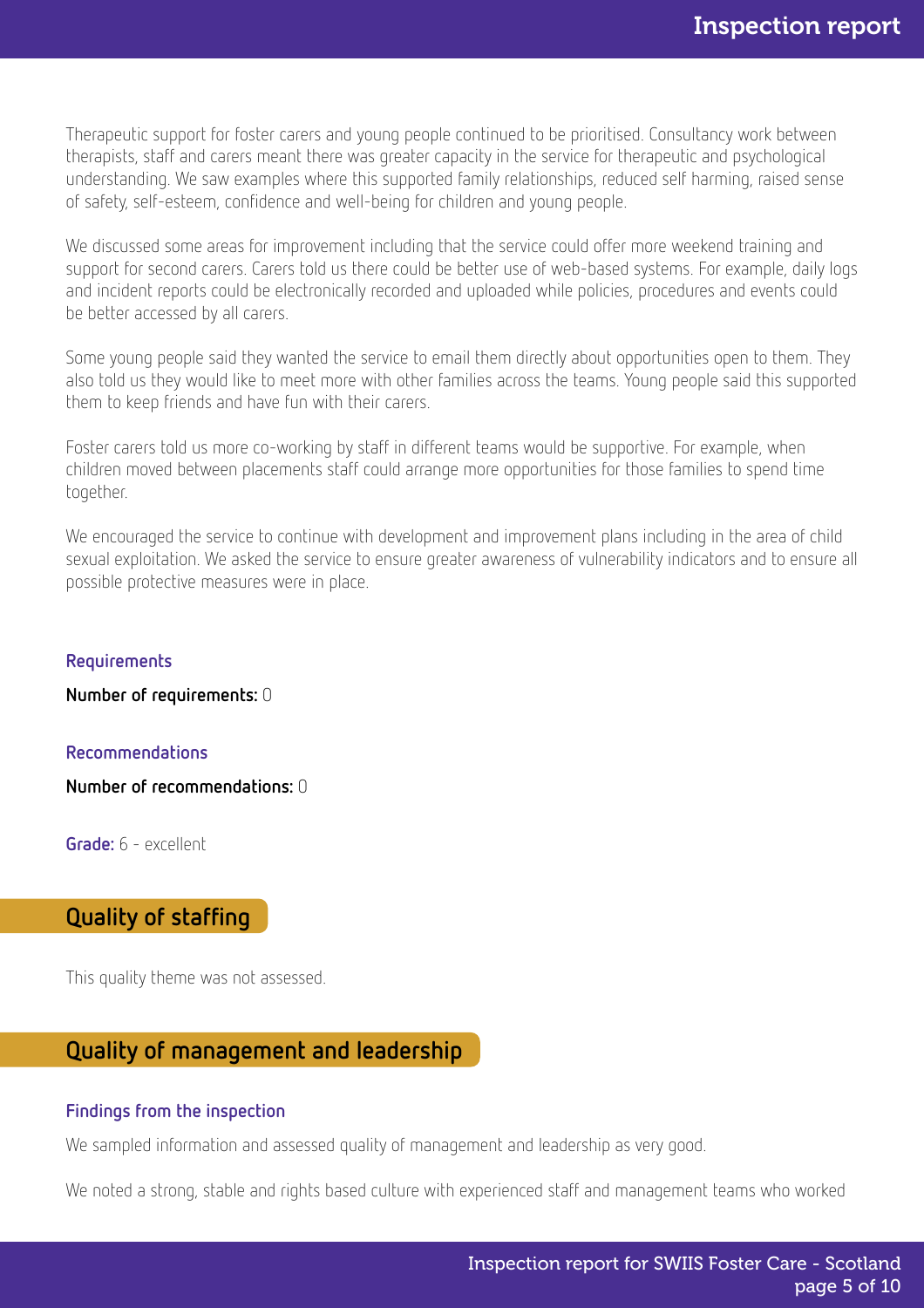Therapeutic support for foster carers and young people continued to be prioritised. Consultancy work between therapists, staff and carers meant there was greater capacity in the service for therapeutic and psychological understanding. We saw examples where this supported family relationships, reduced self harming, raised sense of safety, self-esteem, confidence and well-being for children and young people.

We discussed some areas for improvement including that the service could offer more weekend training and support for second carers. Carers told us there could be better use of web-based systems. For example, daily logs and incident reports could be electronically recorded and uploaded while policies, procedures and events could be better accessed by all carers.

Some young people said they wanted the service to email them directly about opportunities open to them. They also told us they would like to meet more with other families across the teams. Young people said this supported them to keep friends and have fun with their carers.

Foster carers told us more co-working by staff in different teams would be supportive. For example, when children moved between placements staff could arrange more opportunities for those families to spend time together.

We encouraged the service to continue with development and improvement plans including in the area of child sexual exploitation. We asked the service to ensure greater awareness of vulnerability indicators and to ensure all possible protective measures were in place.

### Requirements

**Number of requirements:** 0

### Recommendations

**Number of recommendations:** 0

**Grade:** 6 - excellent

## Quality of staffing

This quality theme was not assessed.

## Quality of management and leadership

### Findings from the inspection

We sampled information and assessed quality of management and leadership as very good.

We noted a strong, stable and rights based culture with experienced staff and management teams who worked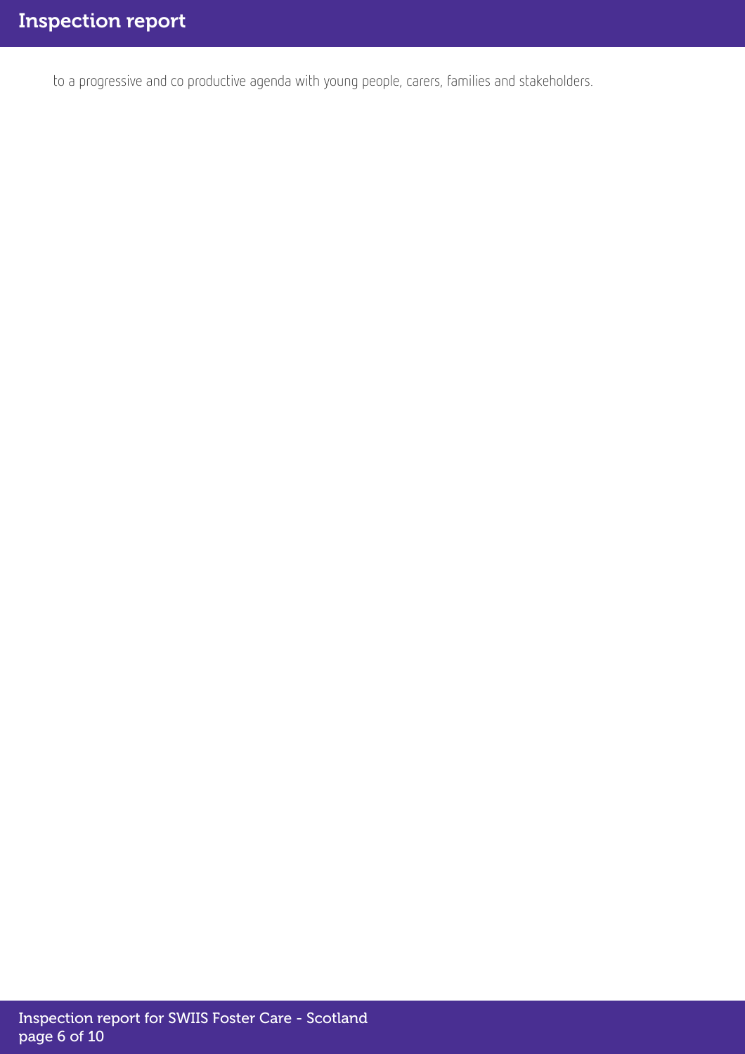to a progressive and co productive agenda with young people, carers, families and stakeholders.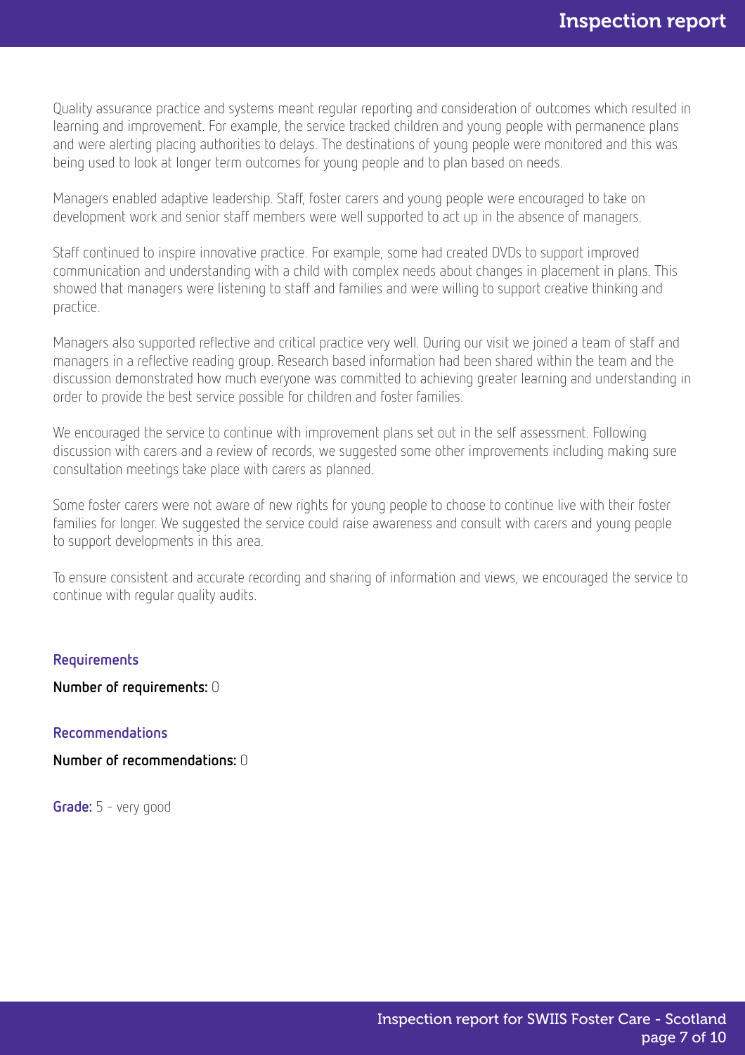Quality assurance practice and systems meant regular reporting and consideration of outcomes which resulted in learning and improvement. For example, the service tracked children and young people with permanence plans and were alerting placing authorities to delays. The destinations of young people were monitored and this was being used to look at longer term outcomes for young people and to plan based on needs.

Managers enabled adaptive leadership. Staff, foster carers and young people were encouraged to take on development work and senior staff members were well supported to act up in the absence of managers.

Staff continued to inspire innovative practice. For example, some had created DVDs to support improved communication and understanding with a child with complex needs about changes in placement in plans. This showed that managers were listening to staff and families and were willing to support creative thinking and practice.

Managers also supported reflective and critical practice very well. During our visit we joined a team of staff and managers in a reflective reading group. Research based information had been shared within the team and the discussion demonstrated how much everyone was committed to achieving greater learning and understanding in order to provide the best service possible for children and foster families.

We encouraged the service to continue with improvement plans set out in the self assessment. Following discussion with carers and a review of records, we suggested some other improvements including making sure consultation meetings take place with carers as planned.

Some foster carers were not aware of new rights for young people to choose to continue live with their foster families for longer. We suggested the service could raise awareness and consult with carers and young people to support developments in this area.

To ensure consistent and accurate recording and sharing of information and views, we encouraged the service to continue with regular quality audits.

### Requirements

**Number of requirements:** 0

### Recommendations

**Number of recommendations:** 0

**Grade:** 5 - very good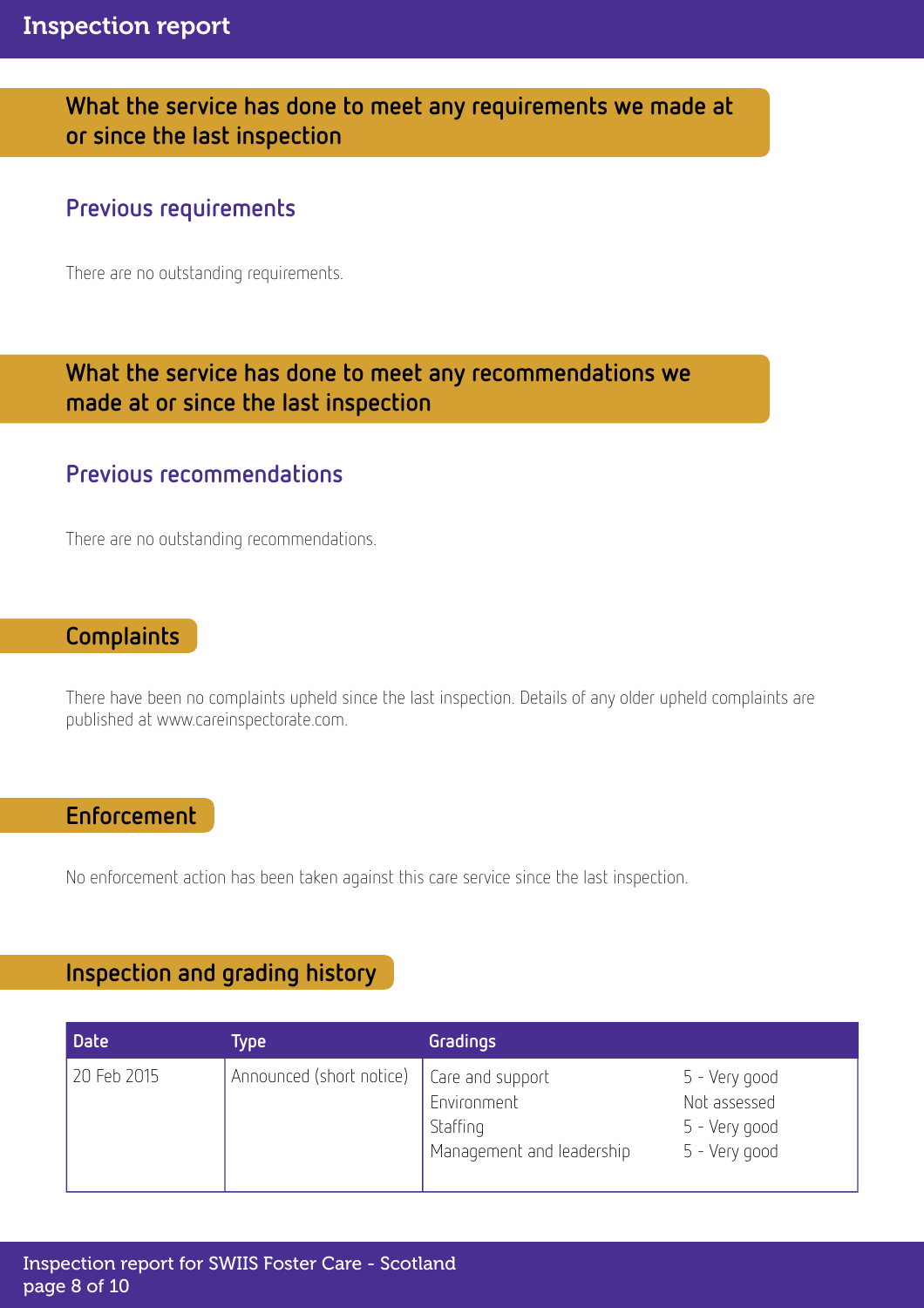## What the service has done to meet any requirements we made at or since the last inspection

### Previous requirements

There are no outstanding requirements.

## What the service has done to meet any recommendations we made at or since the last inspection

### Previous recommendations

There are no outstanding recommendations.

## Complaints

There have been no complaints upheld since the last inspection. Details of any older upheld complaints are published at www.careinspectorate.com.

## Enforcement

No enforcement action has been taken against this care service since the last inspection.

## Inspection and grading history

| Date | Type | Gradings | |
|---|---|---|---|
| 20 Feb 2015 | Announced (short notice) | Care and support<br>Environment<br>Staffing<br>Management and leadership | 5 - Very good<br>Not assessed<br>5 - Very good<br>5 - Very good |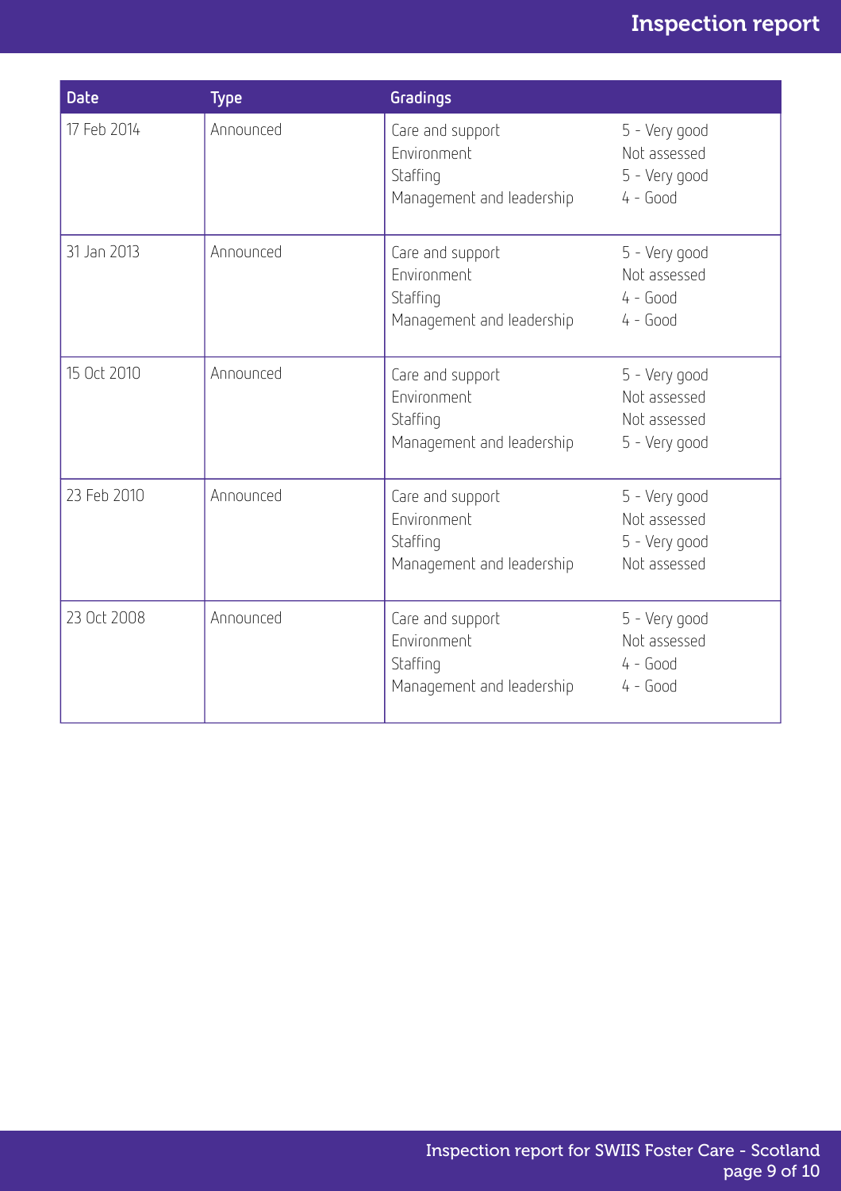| Date | Type | Gradings | |
|---|---|---|---|
| 17 Feb 2014 | Announced | Care and support<br>Environment<br>Staffing<br>Management and leadership | 5 - Very good<br>Not assessed<br>5 - Very good<br>4 - Good |
| 31 Jan 2013 | Announced | Care and support<br>Environment<br>Staffing<br>Management and leadership | 5 - Very good<br>Not assessed<br>4 - Good<br>4 - Good |
| 15 Oct 2010 | Announced | Care and support<br>Environment<br>Staffing<br>Management and leadership | 5 - Very good<br>Not assessed<br>Not assessed<br>5 - Very good |
| 23 Feb 2010 | Announced | Care and support<br>Environment<br>Staffing<br>Management and leadership | 5 - Very good<br>Not assessed<br>5 - Very good<br>Not assessed |
| 23 Oct 2008 | Announced | Care and support<br>Environment<br>Staffing<br>Management and leadership | 5 - Very good<br>Not assessed<br>4 - Good<br>4 - Good |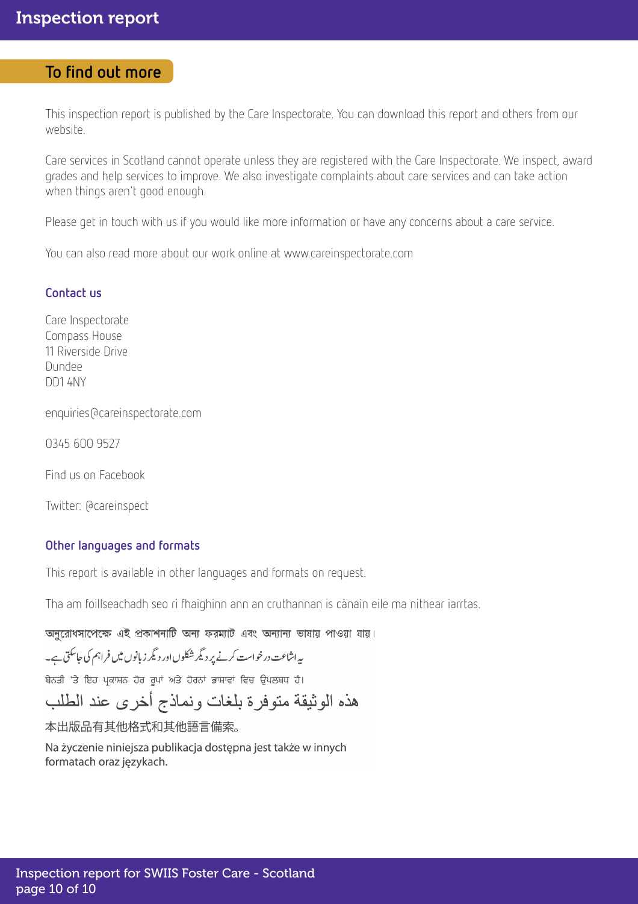## To find out more

This inspection report is published by the Care Inspectorate. You can download this report and others from our website.

Care services in Scotland cannot operate unless they are registered with the Care Inspectorate. We inspect, award grades and help services to improve. We also investigate complaints about care services and can take action when things aren't good enough.

Please get in touch with us if you would like more information or have any concerns about a care service.

You can also read more about our work online at www.careinspectorate.com

### Contact us

Care Inspectorate
Compass House
11 Riverside Drive
Dundee
DD1 4NY

enquiries@careinspectorate.com

0345 600 9527

Find us on Facebook

Twitter: @careinspect

### Other languages and formats

This report is available in other languages and formats on request.

Tha am foillseachadh seo ri fhaighinn ann an cruthannan is cànain eile ma nithear iarrtas.

অনুরোধসাপেক্ষে এই প্রকাশনাটি অন্য ফরম্যাট এবং অন্যান্য ভাষায় পাওয়া যায়।

یہ اشاعت درخواست کرنے پر دیگر شکلوں اور دیگر زبانوں میں فراہم کی جاسکتی ہے۔

ਬੇਨਤੀ 'ਤੇ ਇਹ ਪ੍ਰਕਾਸ਼ਨ ਹੋਰ ਰੂਪਾਂ ਅਤੇ ਹੋਰਨਾਂ ਭਾਸ਼ਾਵਾਂ ਵਿਚ ਉਪਲਬਧ ਹੈ।

هذه الوثيقة متوفرة بلغات ونماذج أخرى عند الطلب

本出版品有其他格式和其他語言備索。

Na życzenie niniejsza publikacja dostępna jest także w innych formatach oraz językach.